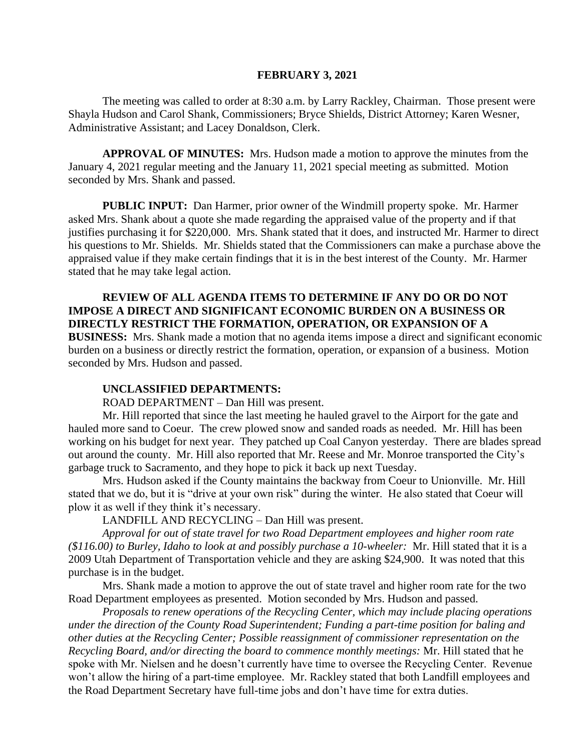# FEBRUARY 3, 2021

The meeting was called to order at 8:30 a.m. by Larry Rackley, Chairman. Those present were Shayla Hudson and Carol Shank, Commissioners; Bryce Shields, District Attorney; Karen Wesner, Administrative Assistant; and Lacey Donaldson, Clerk.

**APPROVAL OF MINUTES:** Mrs. Hudson made a motion to approve the minutes from the January 4, 2021 regular meeting and the January 11, 2021 special meeting as submitted. Motion seconded by Mrs. Shank and passed.

**PUBLIC INPUT:** Dan Harmer, prior owner of the Windmill property spoke. Mr. Harmer asked Mrs. Shank about a quote she made regarding the appraised value of the property and if that justifies purchasing it for $220,000. Mrs. Shank stated that it does, and instructed Mr. Harmer to direct his questions to Mr. Shields. Mr. Shields stated that the Commissioners can make a purchase above the appraised value if they make certain findings that it is in the best interest of the County. Mr. Harmer stated that he may take legal action.

**REVIEW OF ALL AGENDA ITEMS TO DETERMINE IF ANY DO OR DO NOT IMPOSE A DIRECT AND SIGNIFICANT ECONOMIC BURDEN ON A BUSINESS OR DIRECTLY RESTRICT THE FORMATION, OPERATION, OR EXPANSION OF A BUSINESS:** Mrs. Shank made a motion that no agenda items impose a direct and significant economic burden on a business or directly restrict the formation, operation, or expansion of a business. Motion seconded by Mrs. Hudson and passed.

**UNCLASSIFIED DEPARTMENTS:**

ROAD DEPARTMENT – Dan Hill was present.

Mr. Hill reported that since the last meeting he hauled gravel to the Airport for the gate and hauled more sand to Coeur. The crew plowed snow and sanded roads as needed. Mr. Hill has been working on his budget for next year. They patched up Coal Canyon yesterday. There are blades spread out around the county. Mr. Hill also reported that Mr. Reese and Mr. Monroe transported the City's garbage truck to Sacramento, and they hope to pick it back up next Tuesday.

Mrs. Hudson asked if the County maintains the backway from Coeur to Unionville. Mr. Hill stated that we do, but it is "drive at your own risk" during the winter. He also stated that Coeur will plow it as well if they think it's necessary.

LANDFILL AND RECYCLING – Dan Hill was present.

*Approval for out of state travel for two Road Department employees and higher room rate ($116.00) to Burley, Idaho to look at and possibly purchase a 10-wheeler:* Mr. Hill stated that it is a 2009 Utah Department of Transportation vehicle and they are asking $24,900. It was noted that this purchase is in the budget.

Mrs. Shank made a motion to approve the out of state travel and higher room rate for the two Road Department employees as presented. Motion seconded by Mrs. Hudson and passed.

*Proposals to renew operations of the Recycling Center, which may include placing operations under the direction of the County Road Superintendent; Funding a part-time position for baling and other duties at the Recycling Center; Possible reassignment of commissioner representation on the Recycling Board, and/or directing the board to commence monthly meetings:* Mr. Hill stated that he spoke with Mr. Nielsen and he doesn't currently have time to oversee the Recycling Center. Revenue won't allow the hiring of a part-time employee. Mr. Rackley stated that both Landfill employees and the Road Department Secretary have full-time jobs and don't have time for extra duties.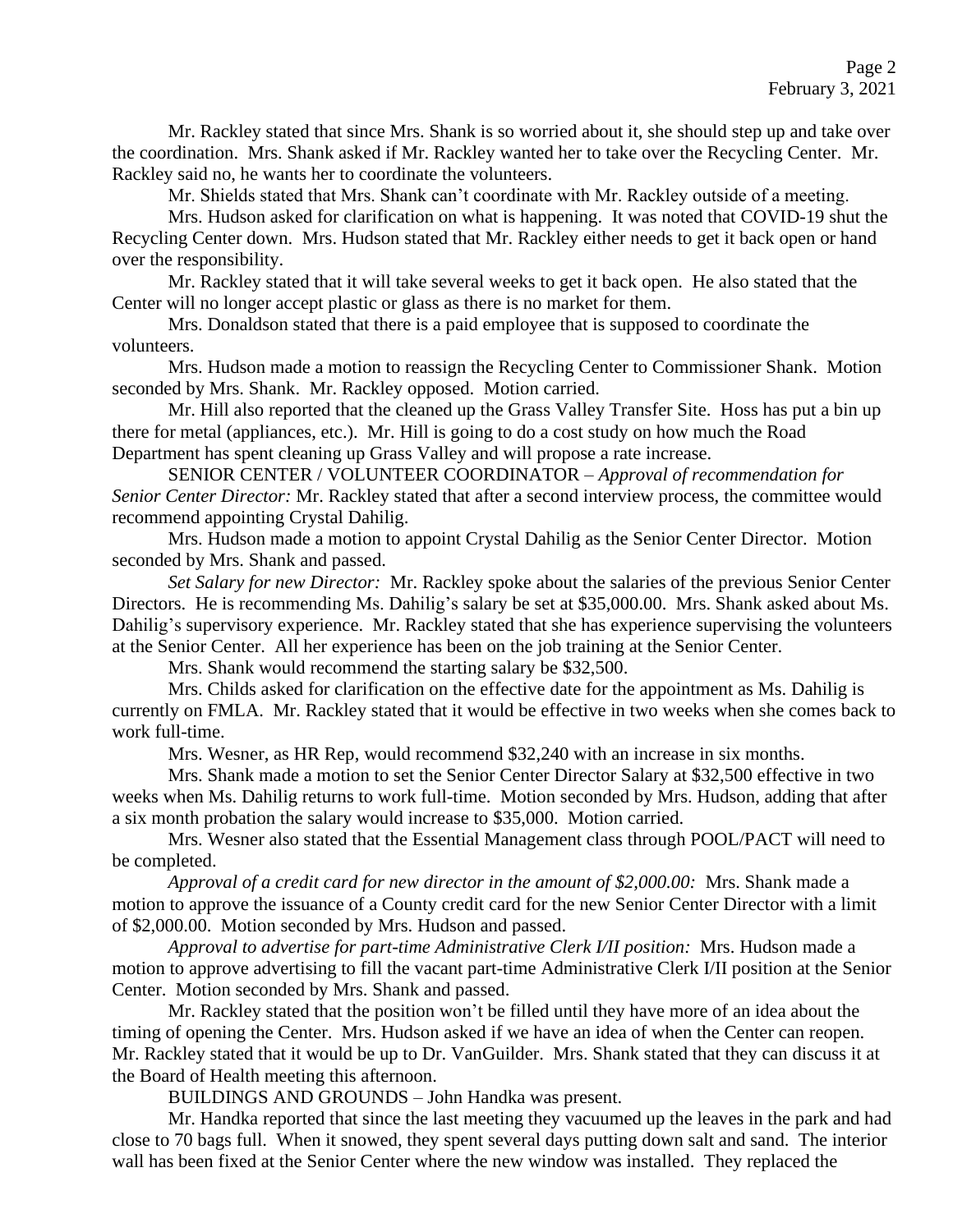Mr. Rackley stated that since Mrs. Shank is so worried about it, she should step up and take over the coordination. Mrs. Shank asked if Mr. Rackley wanted her to take over the Recycling Center. Mr. Rackley said no, he wants her to coordinate the volunteers.

Mr. Shields stated that Mrs. Shank can't coordinate with Mr. Rackley outside of a meeting.

Mrs. Hudson asked for clarification on what is happening. It was noted that COVID-19 shut the Recycling Center down. Mrs. Hudson stated that Mr. Rackley either needs to get it back open or hand over the responsibility.

Mr. Rackley stated that it will take several weeks to get it back open. He also stated that the Center will no longer accept plastic or glass as there is no market for them.

Mrs. Donaldson stated that there is a paid employee that is supposed to coordinate the volunteers.

Mrs. Hudson made a motion to reassign the Recycling Center to Commissioner Shank. Motion seconded by Mrs. Shank. Mr. Rackley opposed. Motion carried.

Mr. Hill also reported that the cleaned up the Grass Valley Transfer Site. Hoss has put a bin up there for metal (appliances, etc.). Mr. Hill is going to do a cost study on how much the Road Department has spent cleaning up Grass Valley and will propose a rate increase.

SENIOR CENTER / VOLUNTEER COORDINATOR – *Approval of recommendation for Senior Center Director:* Mr. Rackley stated that after a second interview process, the committee would recommend appointing Crystal Dahilig.

Mrs. Hudson made a motion to appoint Crystal Dahilig as the Senior Center Director. Motion seconded by Mrs. Shank and passed.

*Set Salary for new Director:* Mr. Rackley spoke about the salaries of the previous Senior Center Directors. He is recommending Ms. Dahilig's salary be set at $35,000.00. Mrs. Shank asked about Ms. Dahilig's supervisory experience. Mr. Rackley stated that she has experience supervising the volunteers at the Senior Center. All her experience has been on the job training at the Senior Center.

Mrs. Shank would recommend the starting salary be $32,500.

Mrs. Childs asked for clarification on the effective date for the appointment as Ms. Dahilig is currently on FMLA. Mr. Rackley stated that it would be effective in two weeks when she comes back to work full-time.

Mrs. Wesner, as HR Rep, would recommend $32,240 with an increase in six months.

Mrs. Shank made a motion to set the Senior Center Director Salary at $32,500 effective in two weeks when Ms. Dahilig returns to work full-time. Motion seconded by Mrs. Hudson, adding that after a six month probation the salary would increase to $35,000. Motion carried.

Mrs. Wesner also stated that the Essential Management class through POOL/PACT will need to be completed.

*Approval of a credit card for new director in the amount of $2,000.00:* Mrs. Shank made a motion to approve the issuance of a County credit card for the new Senior Center Director with a limit of $2,000.00. Motion seconded by Mrs. Hudson and passed.

*Approval to advertise for part-time Administrative Clerk I/II position:* Mrs. Hudson made a motion to approve advertising to fill the vacant part-time Administrative Clerk I/II position at the Senior Center. Motion seconded by Mrs. Shank and passed.

Mr. Rackley stated that the position won't be filled until they have more of an idea about the timing of opening the Center. Mrs. Hudson asked if we have an idea of when the Center can reopen. Mr. Rackley stated that it would be up to Dr. VanGuilder. Mrs. Shank stated that they can discuss it at the Board of Health meeting this afternoon.

BUILDINGS AND GROUNDS – John Handka was present.

Mr. Handka reported that since the last meeting they vacuumed up the leaves in the park and had close to 70 bags full. When it snowed, they spent several days putting down salt and sand. The interior wall has been fixed at the Senior Center where the new window was installed. They replaced the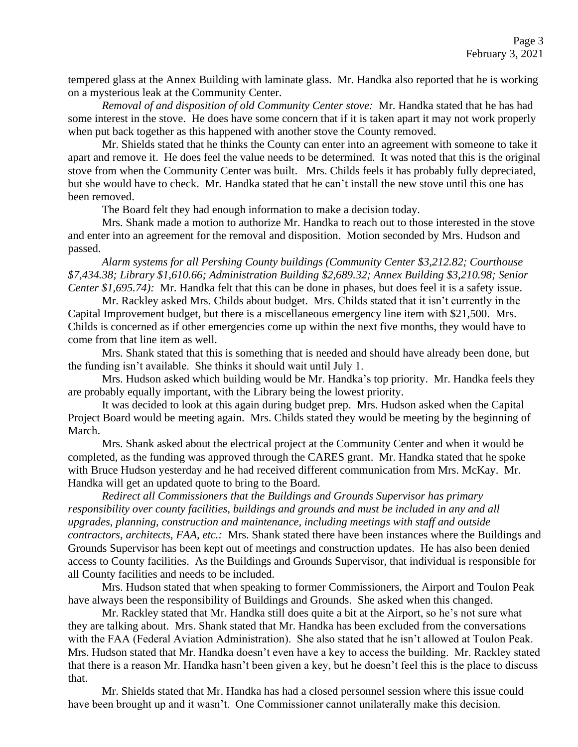tempered glass at the Annex Building with laminate glass. Mr. Handka also reported that he is working on a mysterious leak at the Community Center.

*Removal of and disposition of old Community Center stove:* Mr. Handka stated that he has had some interest in the stove. He does have some concern that if it is taken apart it may not work properly when put back together as this happened with another stove the County removed.

Mr. Shields stated that he thinks the County can enter into an agreement with someone to take it apart and remove it. He does feel the value needs to be determined. It was noted that this is the original stove from when the Community Center was built. Mrs. Childs feels it has probably fully depreciated, but she would have to check. Mr. Handka stated that he can't install the new stove until this one has been removed.

The Board felt they had enough information to make a decision today.

Mrs. Shank made a motion to authorize Mr. Handka to reach out to those interested in the stove and enter into an agreement for the removal and disposition. Motion seconded by Mrs. Hudson and passed.

*Alarm systems for all Pershing County buildings (Community Center $3,212.82; Courthouse $7,434.38; Library $1,610.66; Administration Building $2,689.32; Annex Building $3,210.98; Senior Center $1,695.74):* Mr. Handka felt that this can be done in phases, but does feel it is a safety issue.

Mr. Rackley asked Mrs. Childs about budget. Mrs. Childs stated that it isn't currently in the Capital Improvement budget, but there is a miscellaneous emergency line item with $21,500. Mrs. Childs is concerned as if other emergencies come up within the next five months, they would have to come from that line item as well.

Mrs. Shank stated that this is something that is needed and should have already been done, but the funding isn't available. She thinks it should wait until July 1.

Mrs. Hudson asked which building would be Mr. Handka's top priority. Mr. Handka feels they are probably equally important, with the Library being the lowest priority.

It was decided to look at this again during budget prep. Mrs. Hudson asked when the Capital Project Board would be meeting again. Mrs. Childs stated they would be meeting by the beginning of March.

Mrs. Shank asked about the electrical project at the Community Center and when it would be completed, as the funding was approved through the CARES grant. Mr. Handka stated that he spoke with Bruce Hudson yesterday and he had received different communication from Mrs. McKay. Mr. Handka will get an updated quote to bring to the Board.

*Redirect all Commissioners that the Buildings and Grounds Supervisor has primary responsibility over county facilities, buildings and grounds and must be included in any and all upgrades, planning, construction and maintenance, including meetings with staff and outside contractors, architects, FAA, etc.:* Mrs. Shank stated there have been instances where the Buildings and Grounds Supervisor has been kept out of meetings and construction updates. He has also been denied access to County facilities. As the Buildings and Grounds Supervisor, that individual is responsible for all County facilities and needs to be included.

Mrs. Hudson stated that when speaking to former Commissioners, the Airport and Toulon Peak have always been the responsibility of Buildings and Grounds. She asked when this changed.

Mr. Rackley stated that Mr. Handka still does quite a bit at the Airport, so he's not sure what they are talking about. Mrs. Shank stated that Mr. Handka has been excluded from the conversations with the FAA (Federal Aviation Administration). She also stated that he isn't allowed at Toulon Peak. Mrs. Hudson stated that Mr. Handka doesn't even have a key to access the building. Mr. Rackley stated that there is a reason Mr. Handka hasn't been given a key, but he doesn't feel this is the place to discuss that.

Mr. Shields stated that Mr. Handka has had a closed personnel session where this issue could have been brought up and it wasn't. One Commissioner cannot unilaterally make this decision.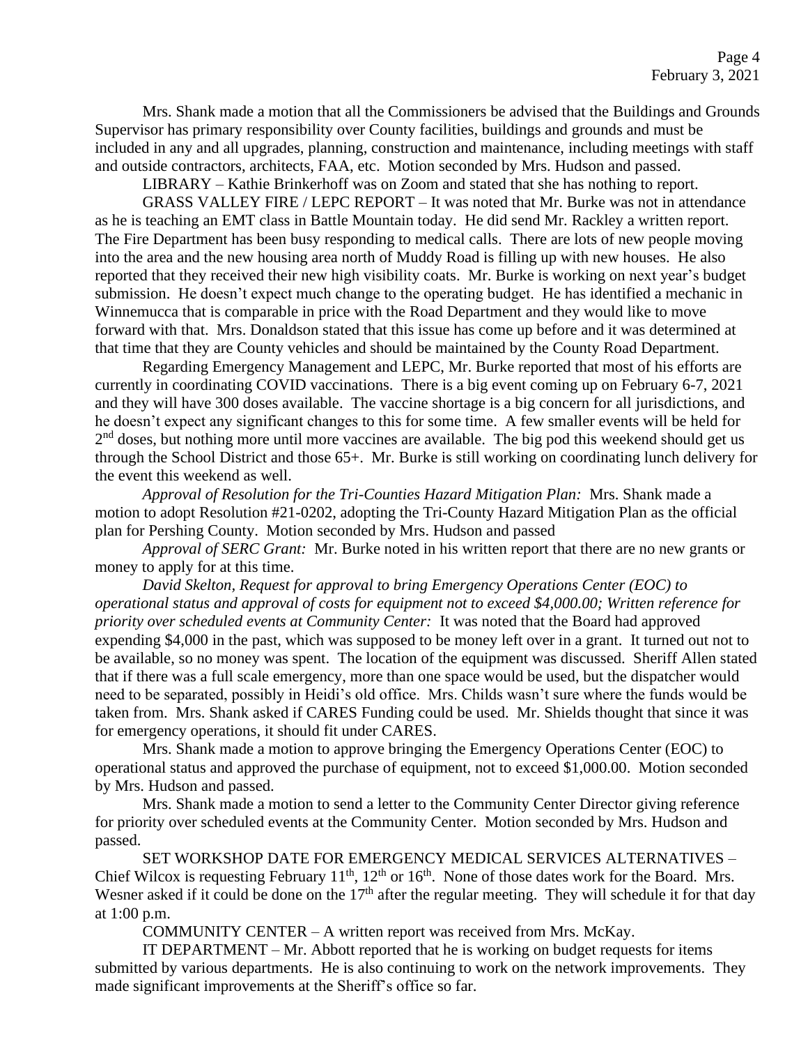Mrs. Shank made a motion that all the Commissioners be advised that the Buildings and Grounds Supervisor has primary responsibility over County facilities, buildings and grounds and must be included in any and all upgrades, planning, construction and maintenance, including meetings with staff and outside contractors, architects, FAA, etc. Motion seconded by Mrs. Hudson and passed.

LIBRARY – Kathie Brinkerhoff was on Zoom and stated that she has nothing to report.

GRASS VALLEY FIRE / LEPC REPORT – It was noted that Mr. Burke was not in attendance as he is teaching an EMT class in Battle Mountain today. He did send Mr. Rackley a written report. The Fire Department has been busy responding to medical calls. There are lots of new people moving into the area and the new housing area north of Muddy Road is filling up with new houses. He also reported that they received their new high visibility coats. Mr. Burke is working on next year's budget submission. He doesn't expect much change to the operating budget. He has identified a mechanic in Winnemucca that is comparable in price with the Road Department and they would like to move forward with that. Mrs. Donaldson stated that this issue has come up before and it was determined at that time that they are County vehicles and should be maintained by the County Road Department.

Regarding Emergency Management and LEPC, Mr. Burke reported that most of his efforts are currently in coordinating COVID vaccinations. There is a big event coming up on February 6-7, 2021 and they will have 300 doses available. The vaccine shortage is a big concern for all jurisdictions, and he doesn't expect any significant changes to this for some time. A few smaller events will be held for 2nd doses, but nothing more until more vaccines are available. The big pod this weekend should get us through the School District and those 65+. Mr. Burke is still working on coordinating lunch delivery for the event this weekend as well.

*Approval of Resolution for the Tri-Counties Hazard Mitigation Plan:* Mrs. Shank made a motion to adopt Resolution #21-0202, adopting the Tri-County Hazard Mitigation Plan as the official plan for Pershing County. Motion seconded by Mrs. Hudson and passed

*Approval of SERC Grant:* Mr. Burke noted in his written report that there are no new grants or money to apply for at this time.

*David Skelton, Request for approval to bring Emergency Operations Center (EOC) to operational status and approval of costs for equipment not to exceed $4,000.00; Written reference for priority over scheduled events at Community Center:* It was noted that the Board had approved expending $4,000 in the past, which was supposed to be money left over in a grant. It turned out not to be available, so no money was spent. The location of the equipment was discussed. Sheriff Allen stated that if there was a full scale emergency, more than one space would be used, but the dispatcher would need to be separated, possibly in Heidi's old office. Mrs. Childs wasn't sure where the funds would be taken from. Mrs. Shank asked if CARES Funding could be used. Mr. Shields thought that since it was for emergency operations, it should fit under CARES.

Mrs. Shank made a motion to approve bringing the Emergency Operations Center (EOC) to operational status and approved the purchase of equipment, not to exceed $1,000.00. Motion seconded by Mrs. Hudson and passed.

Mrs. Shank made a motion to send a letter to the Community Center Director giving reference for priority over scheduled events at the Community Center. Motion seconded by Mrs. Hudson and passed.

SET WORKSHOP DATE FOR EMERGENCY MEDICAL SERVICES ALTERNATIVES – Chief Wilcox is requesting February 11th, 12th or 16th. None of those dates work for the Board. Mrs. Wesner asked if it could be done on the 17th after the regular meeting. They will schedule it for that day at 1:00 p.m.

COMMUNITY CENTER – A written report was received from Mrs. McKay.

IT DEPARTMENT – Mr. Abbott reported that he is working on budget requests for items submitted by various departments. He is also continuing to work on the network improvements. They made significant improvements at the Sheriff's office so far.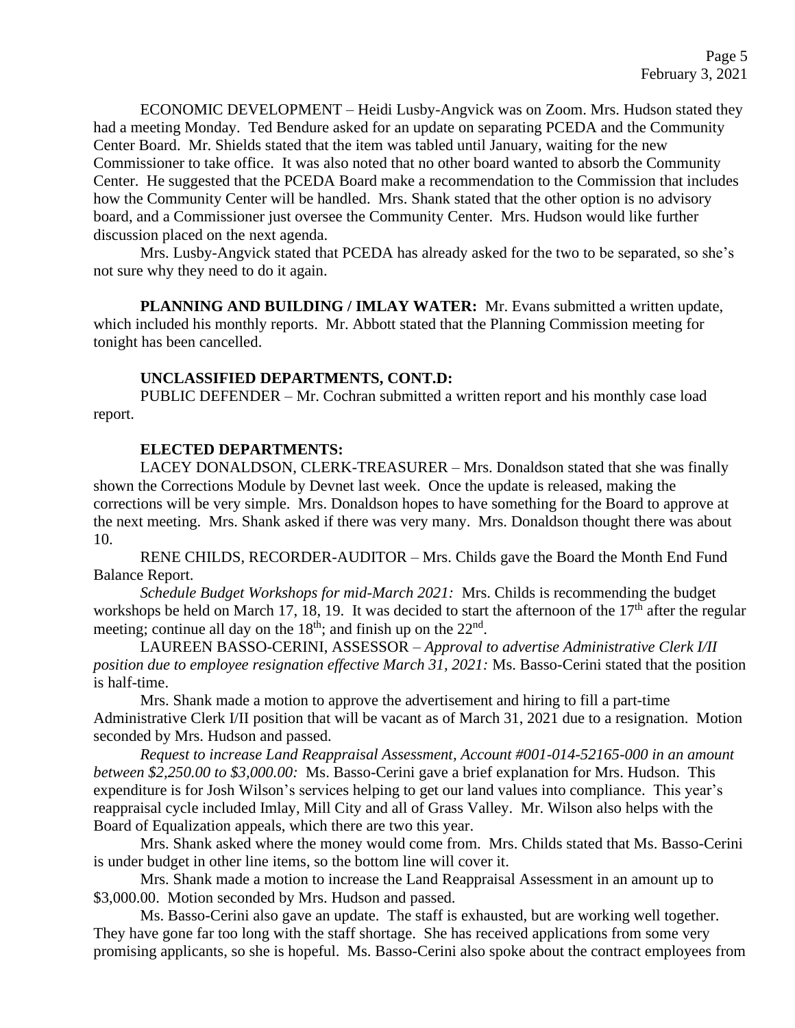ECONOMIC DEVELOPMENT – Heidi Lusby-Angvick was on Zoom. Mrs. Hudson stated they had a meeting Monday. Ted Bendure asked for an update on separating PCEDA and the Community Center Board. Mr. Shields stated that the item was tabled until January, waiting for the new Commissioner to take office. It was also noted that no other board wanted to absorb the Community Center. He suggested that the PCEDA Board make a recommendation to the Commission that includes how the Community Center will be handled. Mrs. Shank stated that the other option is no advisory board, and a Commissioner just oversee the Community Center. Mrs. Hudson would like further discussion placed on the next agenda.

Mrs. Lusby-Angvick stated that PCEDA has already asked for the two to be separated, so she's not sure why they need to do it again.

**PLANNING AND BUILDING / IMLAY WATER:** Mr. Evans submitted a written update, which included his monthly reports. Mr. Abbott stated that the Planning Commission meeting for tonight has been cancelled.

**UNCLASSIFIED DEPARTMENTS, CONT.D:**

PUBLIC DEFENDER – Mr. Cochran submitted a written report and his monthly case load report.

**ELECTED DEPARTMENTS:**

LACEY DONALDSON, CLERK-TREASURER – Mrs. Donaldson stated that she was finally shown the Corrections Module by Devnet last week. Once the update is released, making the corrections will be very simple. Mrs. Donaldson hopes to have something for the Board to approve at the next meeting. Mrs. Shank asked if there was very many. Mrs. Donaldson thought there was about 10.

RENE CHILDS, RECORDER-AUDITOR – Mrs. Childs gave the Board the Month End Fund Balance Report.

*Schedule Budget Workshops for mid-March 2021:* Mrs. Childs is recommending the budget workshops be held on March 17, 18, 19. It was decided to start the afternoon of the 17th after the regular meeting; continue all day on the 18th; and finish up on the 22nd.

LAUREEN BASSO-CERINI, ASSESSOR – *Approval to advertise Administrative Clerk I/II position due to employee resignation effective March 31, 2021:* Ms. Basso-Cerini stated that the position is half-time.

Mrs. Shank made a motion to approve the advertisement and hiring to fill a part-time Administrative Clerk I/II position that will be vacant as of March 31, 2021 due to a resignation. Motion seconded by Mrs. Hudson and passed.

*Request to increase Land Reappraisal Assessment, Account #001-014-52165-000 in an amount between $2,250.00 to $3,000.00:* Ms. Basso-Cerini gave a brief explanation for Mrs. Hudson. This expenditure is for Josh Wilson's services helping to get our land values into compliance. This year's reappraisal cycle included Imlay, Mill City and all of Grass Valley. Mr. Wilson also helps with the Board of Equalization appeals, which there are two this year.

Mrs. Shank asked where the money would come from. Mrs. Childs stated that Ms. Basso-Cerini is under budget in other line items, so the bottom line will cover it.

Mrs. Shank made a motion to increase the Land Reappraisal Assessment in an amount up to $3,000.00. Motion seconded by Mrs. Hudson and passed.

Ms. Basso-Cerini also gave an update. The staff is exhausted, but are working well together. They have gone far too long with the staff shortage. She has received applications from some very promising applicants, so she is hopeful. Ms. Basso-Cerini also spoke about the contract employees from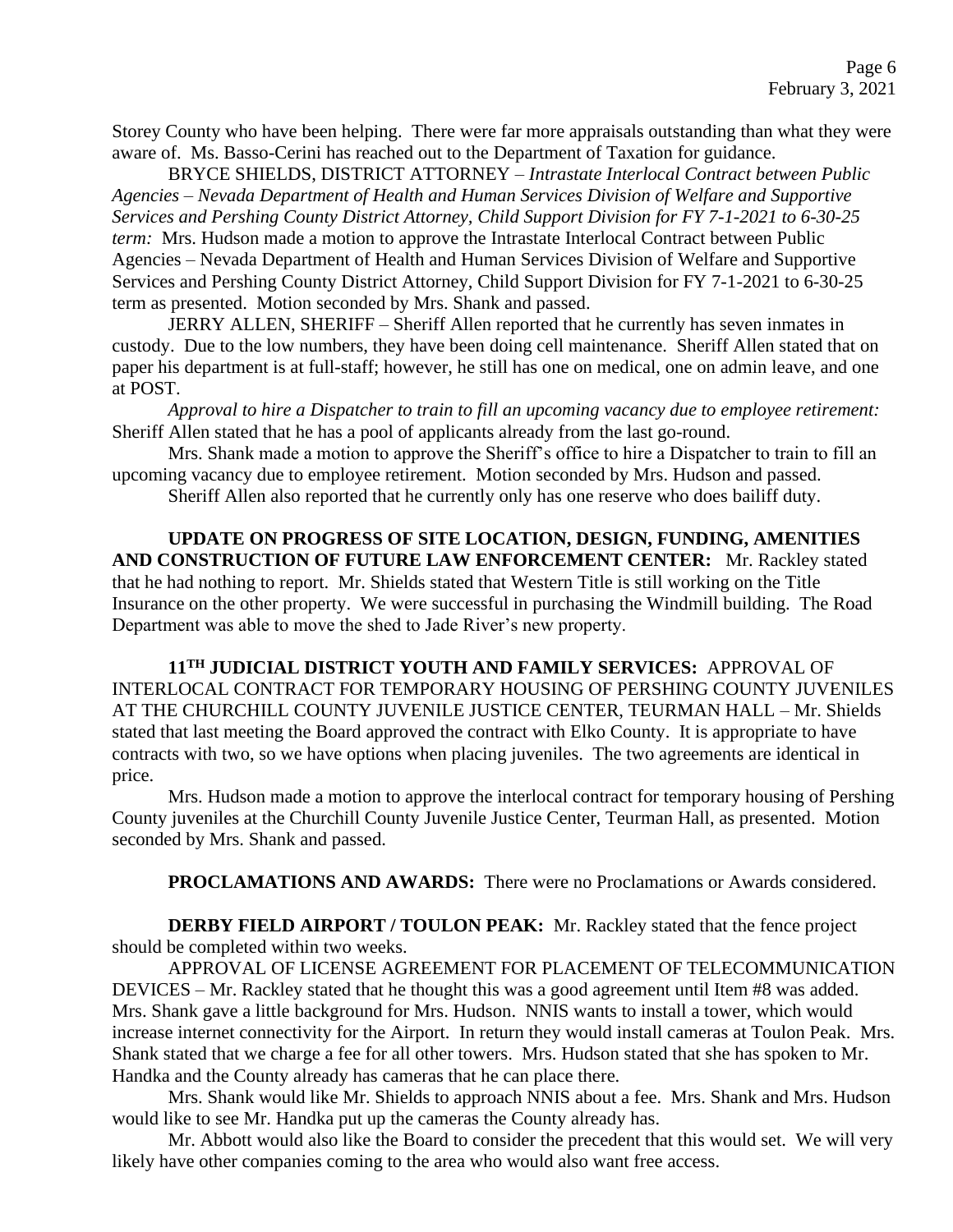Storey County who have been helping. There were far more appraisals outstanding than what they were aware of. Ms. Basso-Cerini has reached out to the Department of Taxation for guidance.

BRYCE SHIELDS, DISTRICT ATTORNEY – *Intrastate Interlocal Contract between Public Agencies – Nevada Department of Health and Human Services Division of Welfare and Supportive Services and Pershing County District Attorney, Child Support Division for FY 7-1-2021 to 6-30-25 term:* Mrs. Hudson made a motion to approve the Intrastate Interlocal Contract between Public Agencies – Nevada Department of Health and Human Services Division of Welfare and Supportive Services and Pershing County District Attorney, Child Support Division for FY 7-1-2021 to 6-30-25 term as presented. Motion seconded by Mrs. Shank and passed.

JERRY ALLEN, SHERIFF – Sheriff Allen reported that he currently has seven inmates in custody. Due to the low numbers, they have been doing cell maintenance. Sheriff Allen stated that on paper his department is at full-staff; however, he still has one on medical, one on admin leave, and one at POST.

*Approval to hire a Dispatcher to train to fill an upcoming vacancy due to employee retirement:* Sheriff Allen stated that he has a pool of applicants already from the last go-round.

Mrs. Shank made a motion to approve the Sheriff's office to hire a Dispatcher to train to fill an upcoming vacancy due to employee retirement. Motion seconded by Mrs. Hudson and passed.

Sheriff Allen also reported that he currently only has one reserve who does bailiff duty.

**UPDATE ON PROGRESS OF SITE LOCATION, DESIGN, FUNDING, AMENITIES AND CONSTRUCTION OF FUTURE LAW ENFORCEMENT CENTER:** Mr. Rackley stated that he had nothing to report. Mr. Shields stated that Western Title is still working on the Title Insurance on the other property. We were successful in purchasing the Windmill building. The Road Department was able to move the shed to Jade River's new property.

**11TH JUDICIAL DISTRICT YOUTH AND FAMILY SERVICES:** APPROVAL OF INTERLOCAL CONTRACT FOR TEMPORARY HOUSING OF PERSHING COUNTY JUVENILES AT THE CHURCHILL COUNTY JUVENILE JUSTICE CENTER, TEURMAN HALL – Mr. Shields stated that last meeting the Board approved the contract with Elko County. It is appropriate to have contracts with two, so we have options when placing juveniles. The two agreements are identical in price.

Mrs. Hudson made a motion to approve the interlocal contract for temporary housing of Pershing County juveniles at the Churchill County Juvenile Justice Center, Teurman Hall, as presented. Motion seconded by Mrs. Shank and passed.

**PROCLAMATIONS AND AWARDS:** There were no Proclamations or Awards considered.

**DERBY FIELD AIRPORT / TOULON PEAK:** Mr. Rackley stated that the fence project should be completed within two weeks.

APPROVAL OF LICENSE AGREEMENT FOR PLACEMENT OF TELECOMMUNICATION DEVICES – Mr. Rackley stated that he thought this was a good agreement until Item #8 was added. Mrs. Shank gave a little background for Mrs. Hudson. NNIS wants to install a tower, which would increase internet connectivity for the Airport. In return they would install cameras at Toulon Peak. Mrs. Shank stated that we charge a fee for all other towers. Mrs. Hudson stated that she has spoken to Mr. Handka and the County already has cameras that he can place there.

Mrs. Shank would like Mr. Shields to approach NNIS about a fee. Mrs. Shank and Mrs. Hudson would like to see Mr. Handka put up the cameras the County already has.

Mr. Abbott would also like the Board to consider the precedent that this would set. We will very likely have other companies coming to the area who would also want free access.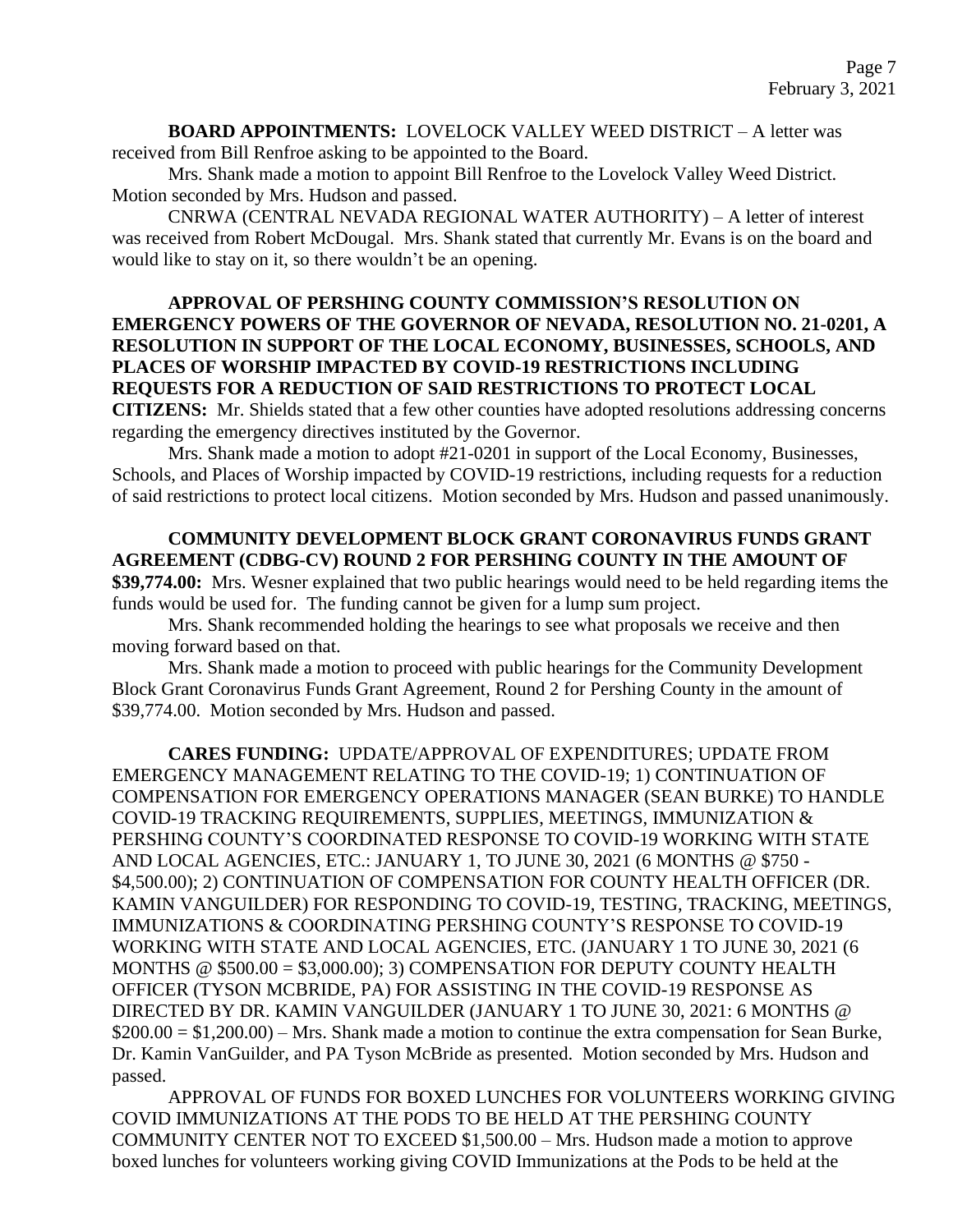**BOARD APPOINTMENTS:** LOVELOCK VALLEY WEED DISTRICT – A letter was received from Bill Renfroe asking to be appointed to the Board.

Mrs. Shank made a motion to appoint Bill Renfroe to the Lovelock Valley Weed District. Motion seconded by Mrs. Hudson and passed.

CNRWA (CENTRAL NEVADA REGIONAL WATER AUTHORITY) – A letter of interest was received from Robert McDougal. Mrs. Shank stated that currently Mr. Evans is on the board and would like to stay on it, so there wouldn't be an opening.

**APPROVAL OF PERSHING COUNTY COMMISSION'S RESOLUTION ON EMERGENCY POWERS OF THE GOVERNOR OF NEVADA, RESOLUTION NO. 21-0201, A RESOLUTION IN SUPPORT OF THE LOCAL ECONOMY, BUSINESSES, SCHOOLS, AND PLACES OF WORSHIP IMPACTED BY COVID-19 RESTRICTIONS INCLUDING REQUESTS FOR A REDUCTION OF SAID RESTRICTIONS TO PROTECT LOCAL CITIZENS:** Mr. Shields stated that a few other counties have adopted resolutions addressing concerns regarding the emergency directives instituted by the Governor.

Mrs. Shank made a motion to adopt #21-0201 in support of the Local Economy, Businesses, Schools, and Places of Worship impacted by COVID-19 restrictions, including requests for a reduction of said restrictions to protect local citizens. Motion seconded by Mrs. Hudson and passed unanimously.

**COMMUNITY DEVELOPMENT BLOCK GRANT CORONAVIRUS FUNDS GRANT AGREEMENT (CDBG-CV) ROUND 2 FOR PERSHING COUNTY IN THE AMOUNT OF $39,774.00:** Mrs. Wesner explained that two public hearings would need to be held regarding items the funds would be used for. The funding cannot be given for a lump sum project.

Mrs. Shank recommended holding the hearings to see what proposals we receive and then moving forward based on that.

Mrs. Shank made a motion to proceed with public hearings for the Community Development Block Grant Coronavirus Funds Grant Agreement, Round 2 for Pershing County in the amount of $39,774.00. Motion seconded by Mrs. Hudson and passed.

**CARES FUNDING:** UPDATE/APPROVAL OF EXPENDITURES; UPDATE FROM EMERGENCY MANAGEMENT RELATING TO THE COVID-19; 1) CONTINUATION OF COMPENSATION FOR EMERGENCY OPERATIONS MANAGER (SEAN BURKE) TO HANDLE COVID-19 TRACKING REQUIREMENTS, SUPPLIES, MEETINGS, IMMUNIZATION & PERSHING COUNTY'S COORDINATED RESPONSE TO COVID-19 WORKING WITH STATE AND LOCAL AGENCIES, ETC.: JANUARY 1, TO JUNE 30, 2021 (6 MONTHS @ $750 - $4,500.00); 2) CONTINUATION OF COMPENSATION FOR COUNTY HEALTH OFFICER (DR. KAMIN VANGUILDER) FOR RESPONDING TO COVID-19, TESTING, TRACKING, MEETINGS, IMMUNIZATIONS & COORDINATING PERSHING COUNTY'S RESPONSE TO COVID-19 WORKING WITH STATE AND LOCAL AGENCIES, ETC. (JANUARY 1 TO JUNE 30, 2021 (6 MONTHS @ $500.00 = $3,000.00); 3) COMPENSATION FOR DEPUTY COUNTY HEALTH OFFICER (TYSON MCBRIDE, PA) FOR ASSISTING IN THE COVID-19 RESPONSE AS DIRECTED BY DR. KAMIN VANGUILDER (JANUARY 1 TO JUNE 30, 2021: 6 MONTHS @ $200.00 = $1,200.00) – Mrs. Shank made a motion to continue the extra compensation for Sean Burke, Dr. Kamin VanGuilder, and PA Tyson McBride as presented. Motion seconded by Mrs. Hudson and passed.

APPROVAL OF FUNDS FOR BOXED LUNCHES FOR VOLUNTEERS WORKING GIVING COVID IMMUNIZATIONS AT THE PODS TO BE HELD AT THE PERSHING COUNTY COMMUNITY CENTER NOT TO EXCEED $1,500.00 – Mrs. Hudson made a motion to approve boxed lunches for volunteers working giving COVID Immunizations at the Pods to be held at the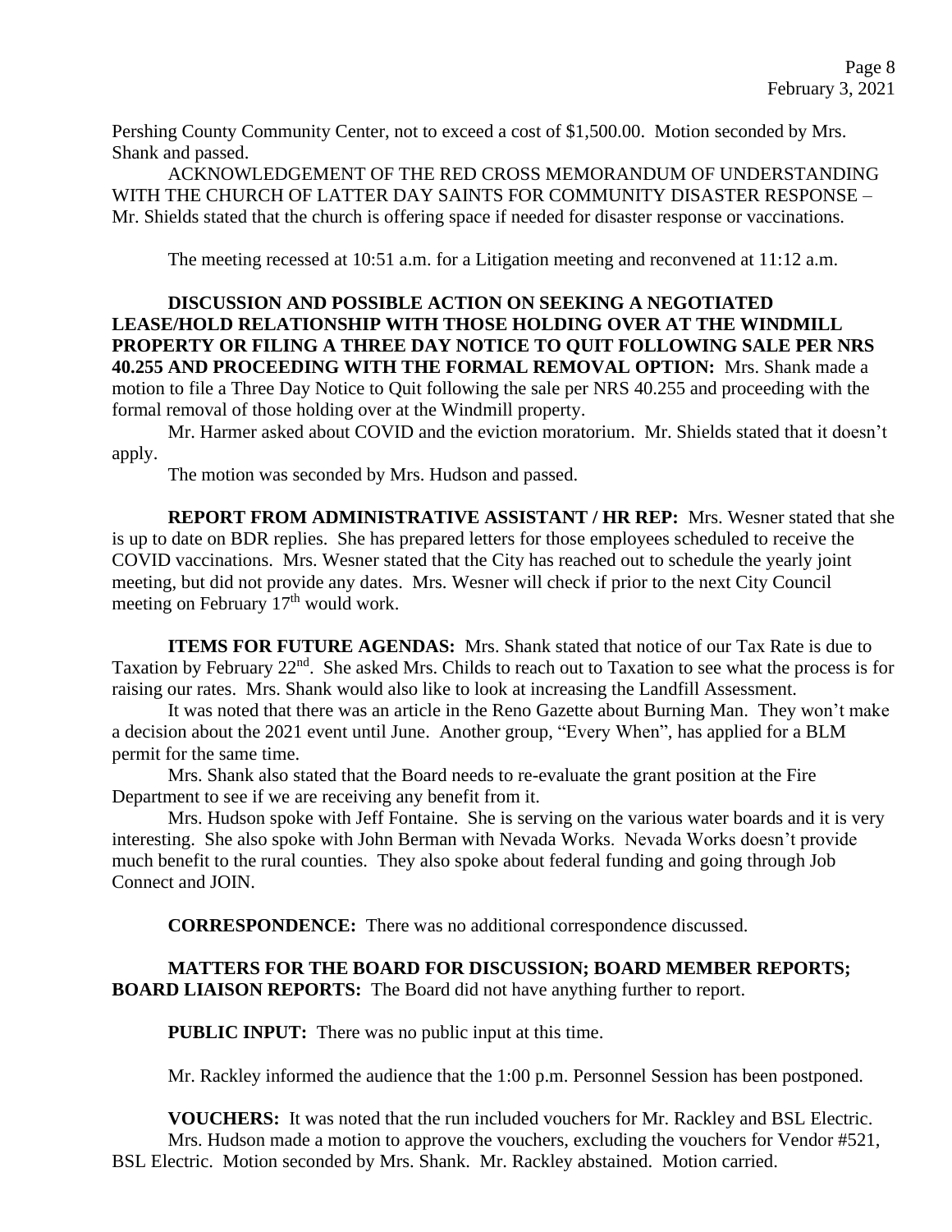Pershing County Community Center, not to exceed a cost of $1,500.00. Motion seconded by Mrs. Shank and passed.

ACKNOWLEDGEMENT OF THE RED CROSS MEMORANDUM OF UNDERSTANDING WITH THE CHURCH OF LATTER DAY SAINTS FOR COMMUNITY DISASTER RESPONSE – Mr. Shields stated that the church is offering space if needed for disaster response or vaccinations.

The meeting recessed at 10:51 a.m. for a Litigation meeting and reconvened at 11:12 a.m.

**DISCUSSION AND POSSIBLE ACTION ON SEEKING A NEGOTIATED LEASE/HOLD RELATIONSHIP WITH THOSE HOLDING OVER AT THE WINDMILL PROPERTY OR FILING A THREE DAY NOTICE TO QUIT FOLLOWING SALE PER NRS 40.255 AND PROCEEDING WITH THE FORMAL REMOVAL OPTION:** Mrs. Shank made a motion to file a Three Day Notice to Quit following the sale per NRS 40.255 and proceeding with the formal removal of those holding over at the Windmill property.

Mr. Harmer asked about COVID and the eviction moratorium. Mr. Shields stated that it doesn't apply.

The motion was seconded by Mrs. Hudson and passed.

**REPORT FROM ADMINISTRATIVE ASSISTANT / HR REP:** Mrs. Wesner stated that she is up to date on BDR replies. She has prepared letters for those employees scheduled to receive the COVID vaccinations. Mrs. Wesner stated that the City has reached out to schedule the yearly joint meeting, but did not provide any dates. Mrs. Wesner will check if prior to the next City Council meeting on February 17th would work.

**ITEMS FOR FUTURE AGENDAS:** Mrs. Shank stated that notice of our Tax Rate is due to Taxation by February 22nd. She asked Mrs. Childs to reach out to Taxation to see what the process is for raising our rates. Mrs. Shank would also like to look at increasing the Landfill Assessment.

It was noted that there was an article in the Reno Gazette about Burning Man. They won't make a decision about the 2021 event until June. Another group, "Every When", has applied for a BLM permit for the same time.

Mrs. Shank also stated that the Board needs to re-evaluate the grant position at the Fire Department to see if we are receiving any benefit from it.

Mrs. Hudson spoke with Jeff Fontaine. She is serving on the various water boards and it is very interesting. She also spoke with John Berman with Nevada Works. Nevada Works doesn't provide much benefit to the rural counties. They also spoke about federal funding and going through Job Connect and JOIN.

**CORRESPONDENCE:** There was no additional correspondence discussed.

**MATTERS FOR THE BOARD FOR DISCUSSION; BOARD MEMBER REPORTS; BOARD LIAISON REPORTS:** The Board did not have anything further to report.

**PUBLIC INPUT:** There was no public input at this time.

Mr. Rackley informed the audience that the 1:00 p.m. Personnel Session has been postponed.

**VOUCHERS:** It was noted that the run included vouchers for Mr. Rackley and BSL Electric.

Mrs. Hudson made a motion to approve the vouchers, excluding the vouchers for Vendor #521, BSL Electric. Motion seconded by Mrs. Shank. Mr. Rackley abstained. Motion carried.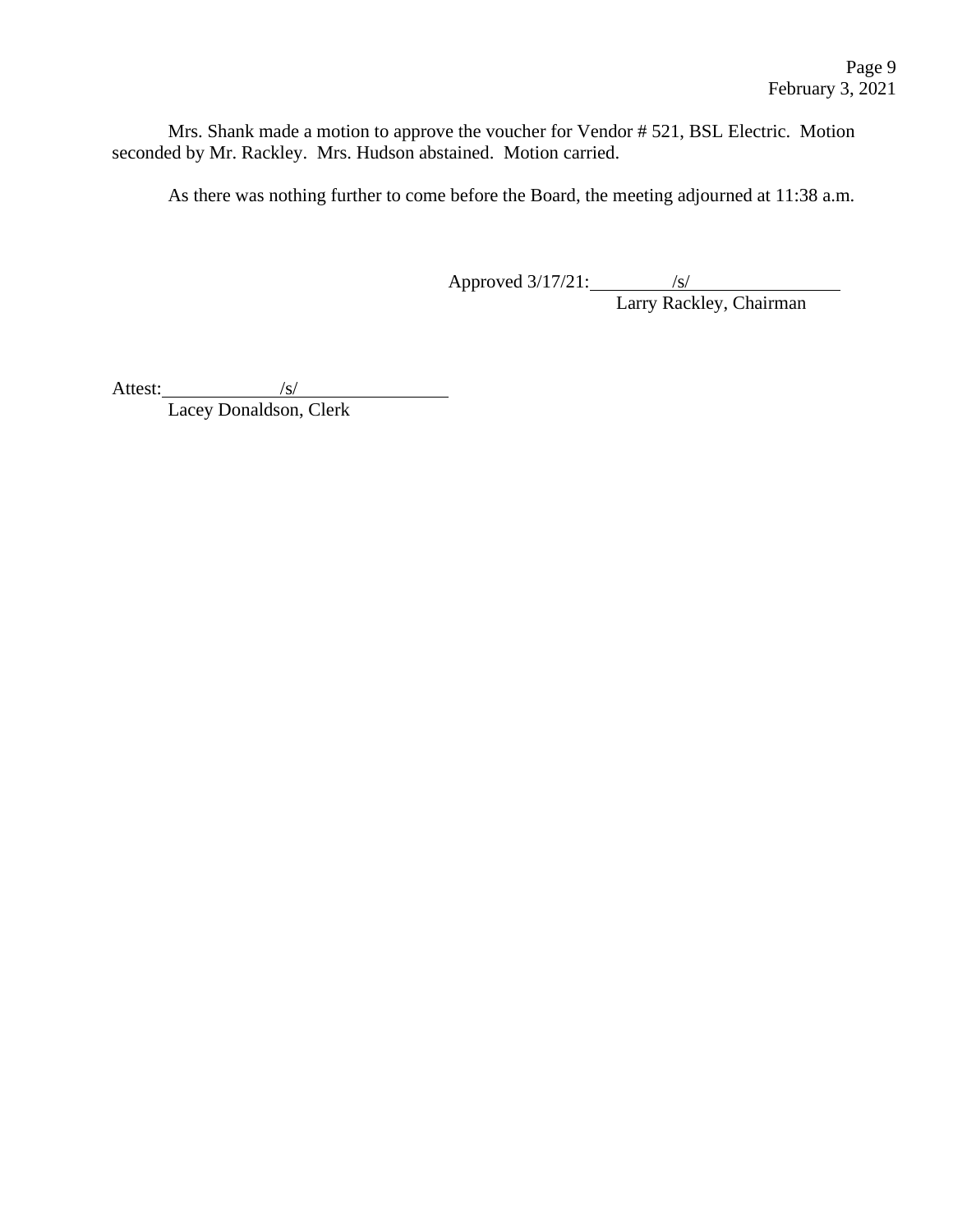Mrs. Shank made a motion to approve the voucher for Vendor # 521, BSL Electric. Motion seconded by Mr. Rackley. Mrs. Hudson abstained. Motion carried.

As there was nothing further to come before the Board, the meeting adjourned at 11:38 a.m.

Approved 3/17/21: /s/
Larry Rackley, Chairman

Attest: /s/
Lacey Donaldson, Clerk